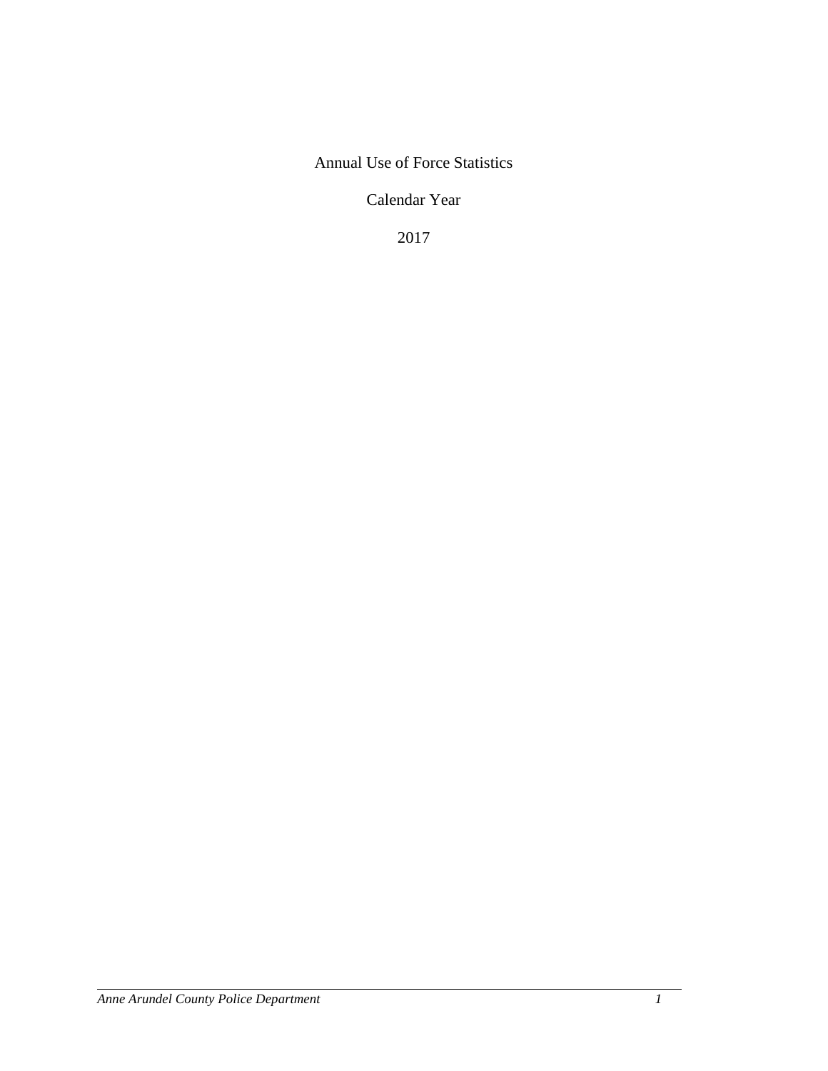# Annual Use of Force Statistics

## Calendar Year

## 2017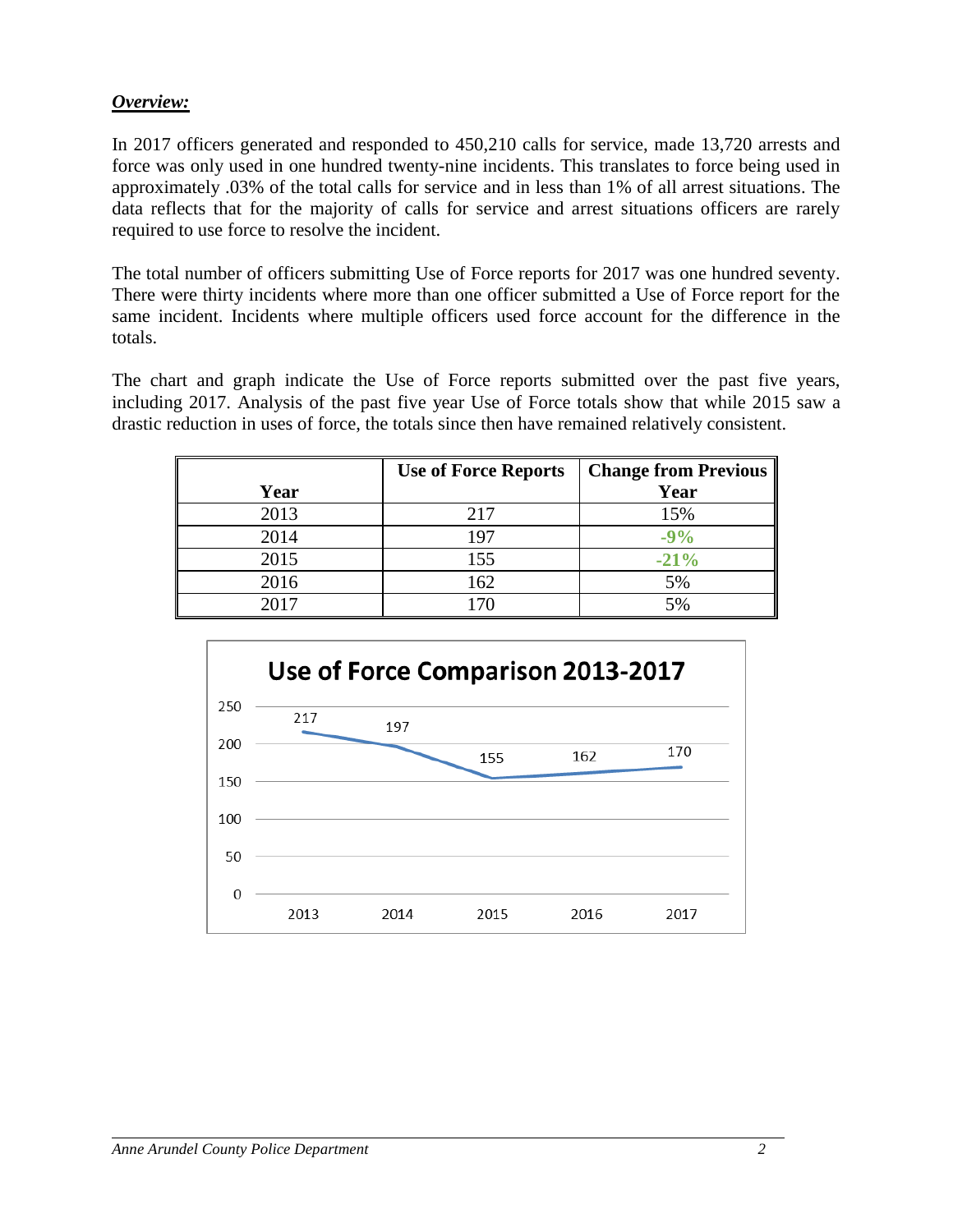***Overview:***

In 2017 officers generated and responded to 450,210 calls for service, made 13,720 arrests and force was only used in one hundred twenty-nine incidents. This translates to force being used in approximately .03% of the total calls for service and in less than 1% of all arrest situations. The data reflects that for the majority of calls for service and arrest situations officers are rarely required to use force to resolve the incident.

The total number of officers submitting Use of Force reports for 2017 was one hundred seventy. There were thirty incidents where more than one officer submitted a Use of Force report for the same incident. Incidents where multiple officers used force account for the difference in the totals.

The chart and graph indicate the Use of Force reports submitted over the past five years, including 2017. Analysis of the past five year Use of Force totals show that while 2015 saw a drastic reduction in uses of force, the totals since then have remained relatively consistent.

| Year | Use of Force Reports | Change from Previous Year |
|---|---|---|
| 2013 | 217 | 15% |
| 2014 | 197 | **-9%** |
| 2015 | 155 | **-21%** |
| 2016 | 162 | 5% |
| 2017 | 170 | 5% |

**Use of Force Comparison 2013-2017**

| Year | Use of Force |
|---|---|
| 2013 | 217 |
| 2014 | 197 |
| 2015 | 155 |
| 2016 | 162 |
| 2017 | 170 |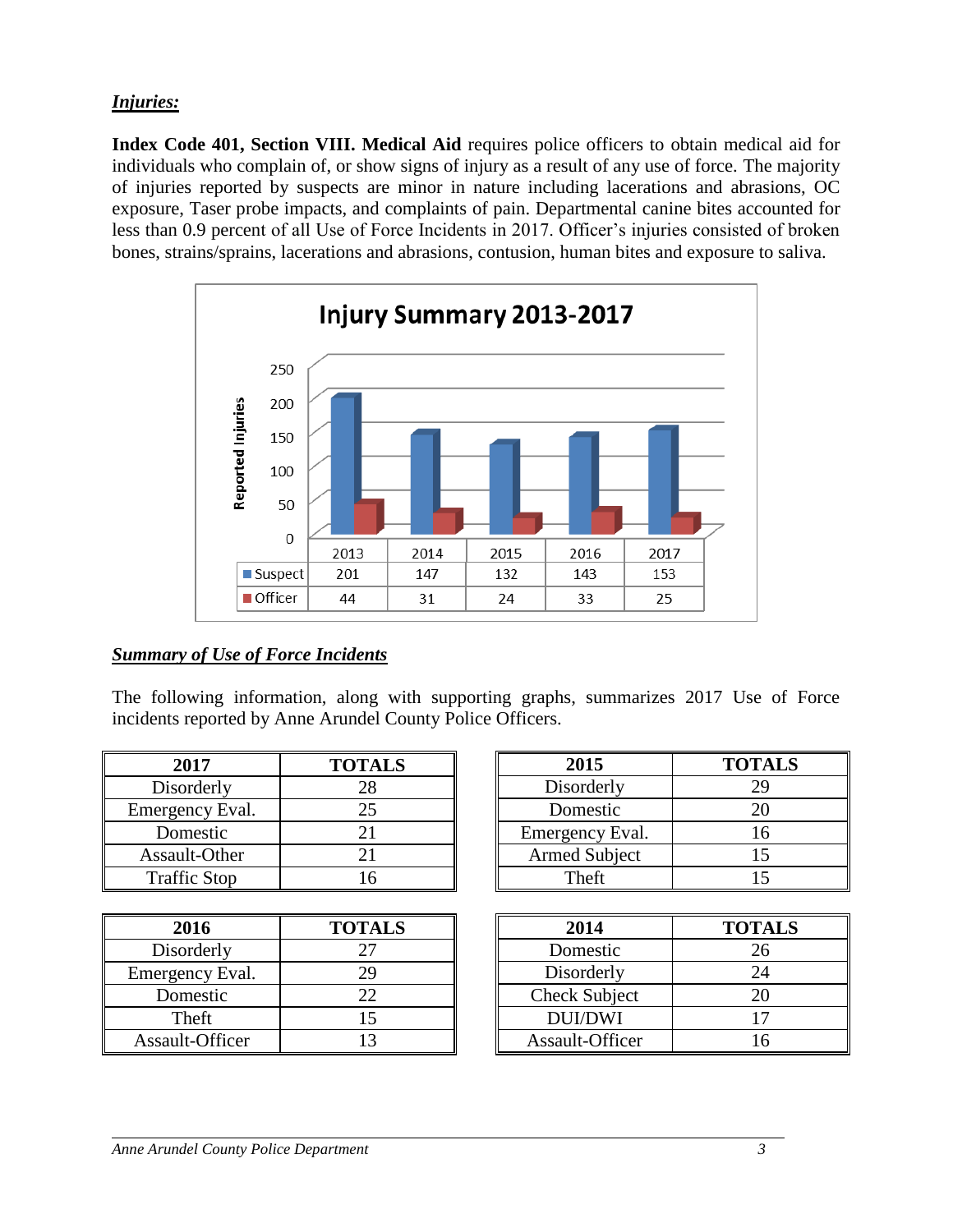***Injuries:***

**Index Code 401, Section VIII. Medical Aid** requires police officers to obtain medical aid for individuals who complain of, or show signs of injury as a result of any use of force. The majority of injuries reported by suspects are minor in nature including lacerations and abrasions, OC exposure, Taser probe impacts, and complaints of pain. Departmental canine bites accounted for less than 0.9 percent of all Use of Force Incidents in 2017. Officer's injuries consisted of broken bones, strains/sprains, lacerations and abrasions, contusion, human bites and exposure to saliva.

**Injury Summary 2013-2017**

| | 2013 | 2014 | 2015 | 2016 | 2017 |
|---|---|---|---|---|---|
| Suspect | 201 | 147 | 132 | 143 | 153 |
| Officer | 44 | 31 | 24 | 33 | 25 |

***Summary of Use of Force Incidents***

The following information, along with supporting graphs, summarizes 2017 Use of Force incidents reported by Anne Arundel County Police Officers.

| 2017 | TOTALS |
|---|---|
| Disorderly | 28 |
| Emergency Eval. | 25 |
| Domestic | 21 |
| Assault-Other | 21 |
| Traffic Stop | 16 |

| 2015 | TOTALS |
|---|---|
| Disorderly | 29 |
| Domestic | 20 |
| Emergency Eval. | 16 |
| Armed Subject | 15 |
| Theft | 15 |

| 2016 | TOTALS |
|---|---|
| Disorderly | 27 |
| Emergency Eval. | 29 |
| Domestic | 22 |
| Theft | 15 |
| Assault-Officer | 13 |

| 2014 | TOTALS |
|---|---|
| Domestic | 26 |
| Disorderly | 24 |
| Check Subject | 20 |
| DUI/DWI | 17 |
| Assault-Officer | 16 |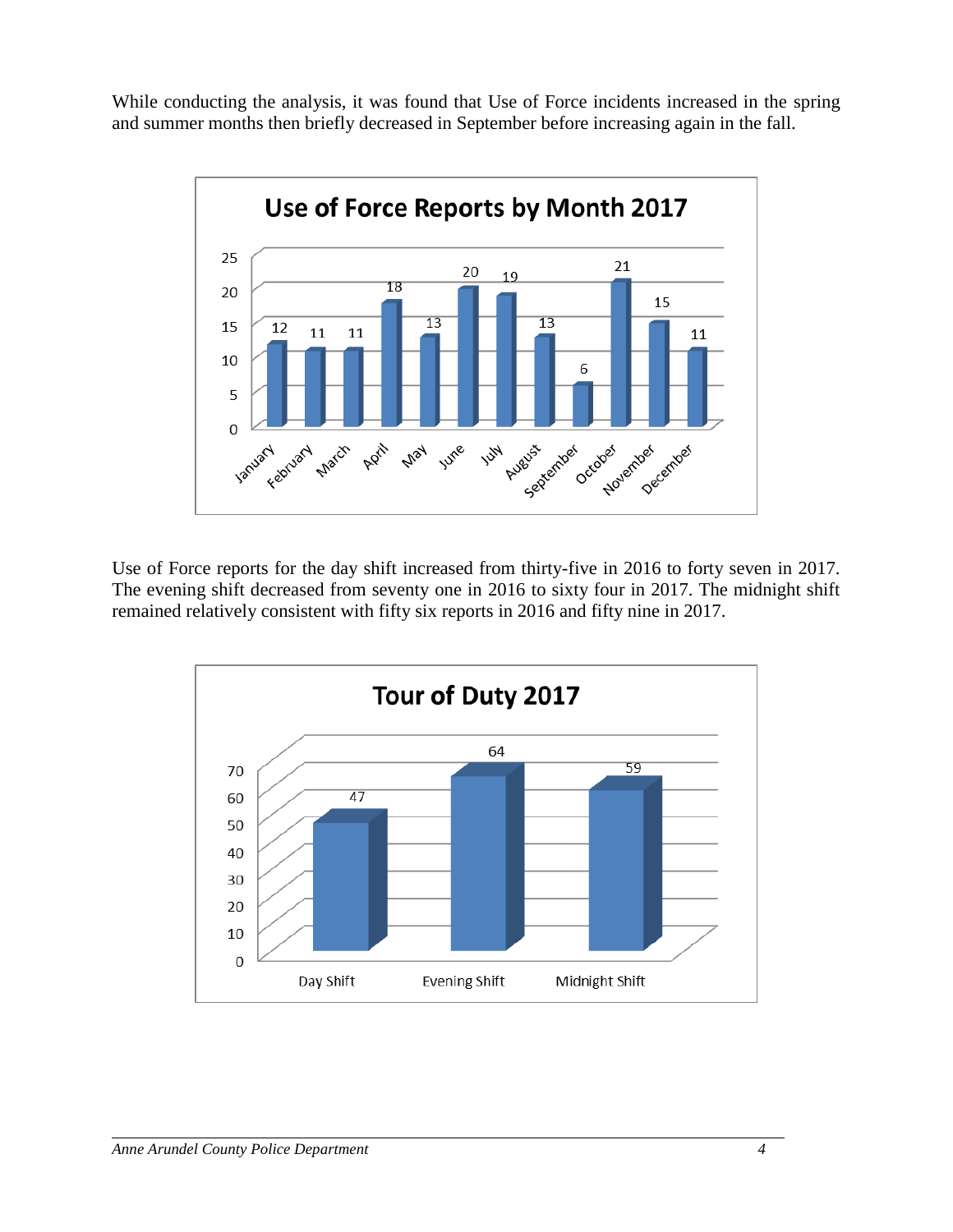While conducting the analysis, it was found that Use of Force incidents increased in the spring and summer months then briefly decreased in September before increasing again in the fall.

**Use of Force Reports by Month 2017**

| Month | Reports |
|---|---|
| January | 12 |
| February | 11 |
| March | 11 |
| April | 18 |
| May | 13 |
| June | 20 |
| July | 19 |
| August | 13 |
| September | 6 |
| October | 21 |
| November | 15 |
| December | 11 |

Use of Force reports for the day shift increased from thirty-five in 2016 to forty seven in 2017. The evening shift decreased from seventy one in 2016 to sixty four in 2017. The midnight shift remained relatively consistent with fifty six reports in 2016 and fifty nine in 2017.

**Tour of Duty 2017**

| Shift | Reports |
|---|---|
| Day Shift | 47 |
| Evening Shift | 64 |
| Midnight Shift | 59 |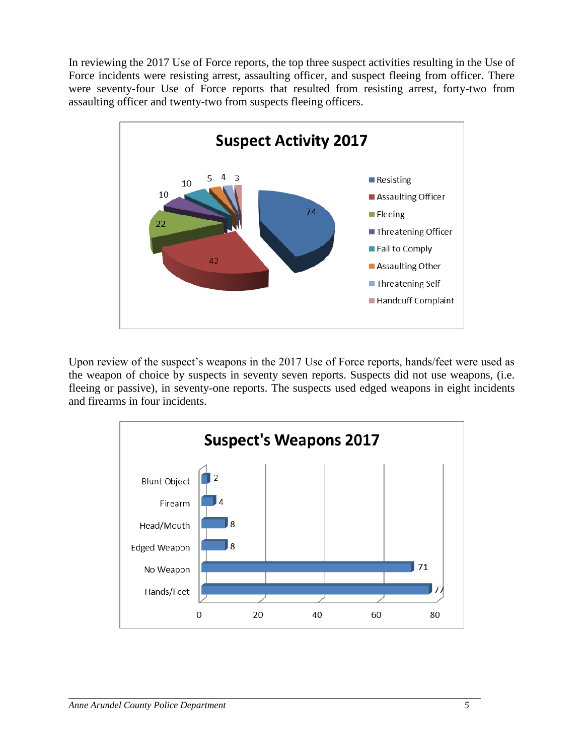In reviewing the 2017 Use of Force reports, the top three suspect activities resulting in the Use of Force incidents were resisting arrest, assaulting officer, and suspect fleeing from officer. There were seventy-four Use of Force reports that resulted from resisting arrest, forty-two from assaulting officer and twenty-two from suspects fleeing officers.

**Suspect Activity 2017**

| Suspect Activity | Count |
|---|---|
| Resisting | 74 |
| Assaulting Officer | 42 |
| Fleeing | 22 |
| Threatening Officer | 10 |
| Fail to Comply | 10 |
| Assaulting Other | 5 |
| Threatening Self | 4 |
| Handcuff Complaint | 3 |

Upon review of the suspect's weapons in the 2017 Use of Force reports, hands/feet were used as the weapon of choice by suspects in seventy seven reports. Suspects did not use weapons, (i.e. fleeing or passive), in seventy-one reports. The suspects used edged weapons in eight incidents and firearms in four incidents.

**Suspect's Weapons 2017**

| Weapon | Count |
|---|---|
| Blunt Object | 2 |
| Firearm | 4 |
| Head/Mouth | 8 |
| Edged Weapon | 8 |
| No Weapon | 71 |
| Hands/Feet | 77 |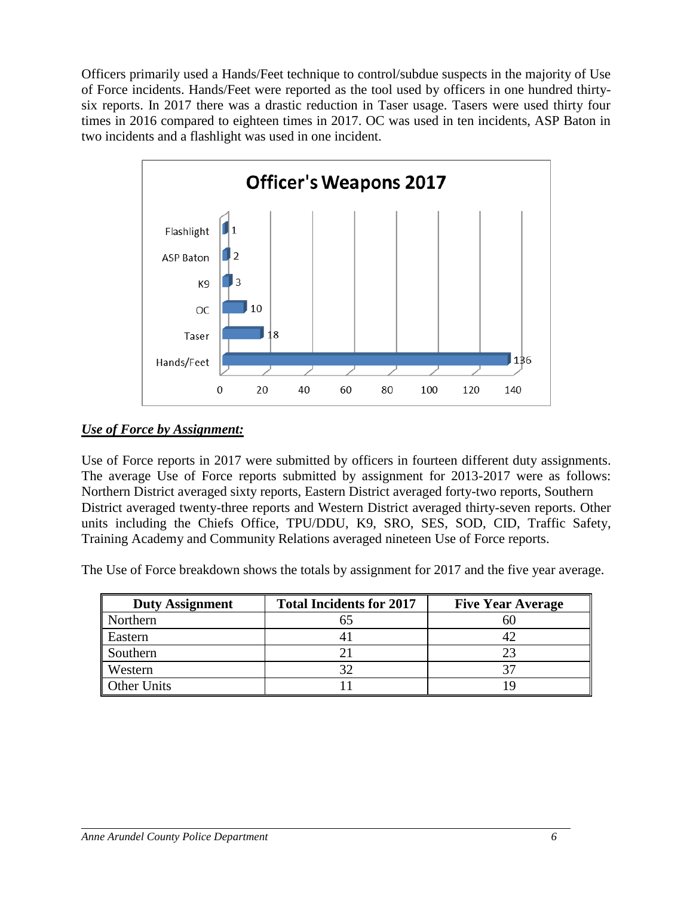Officers primarily used a Hands/Feet technique to control/subdue suspects in the majority of Use of Force incidents. Hands/Feet were reported as the tool used by officers in one hundred thirty-six reports. In 2017 there was a drastic reduction in Taser usage. Tasers were used thirty four times in 2016 compared to eighteen times in 2017. OC was used in ten incidents, ASP Baton in two incidents and a flashlight was used in one incident.

**Officer's Weapons 2017**

| Weapon | Count |
|---|---|
| Flashlight | 1 |
| ASP Baton | 2 |
| K9 | 3 |
| OC | 10 |
| Taser | 18 |
| Hands/Feet | 136 |

***Use of Force by Assignment:***

Use of Force reports in 2017 were submitted by officers in fourteen different duty assignments. The average Use of Force reports submitted by assignment for 2013-2017 were as follows: Northern District averaged sixty reports, Eastern District averaged forty-two reports, Southern District averaged twenty-three reports and Western District averaged thirty-seven reports. Other units including the Chiefs Office, TPU/DDU, K9, SRO, SES, SOD, CID, Traffic Safety, Training Academy and Community Relations averaged nineteen Use of Force reports.

The Use of Force breakdown shows the totals by assignment for 2017 and the five year average.

| Duty Assignment | Total Incidents for 2017 | Five Year Average |
|---|---|---|
| Northern | 65 | 60 |
| Eastern | 41 | 42 |
| Southern | 21 | 23 |
| Western | 32 | 37 |
| Other Units | 11 | 19 |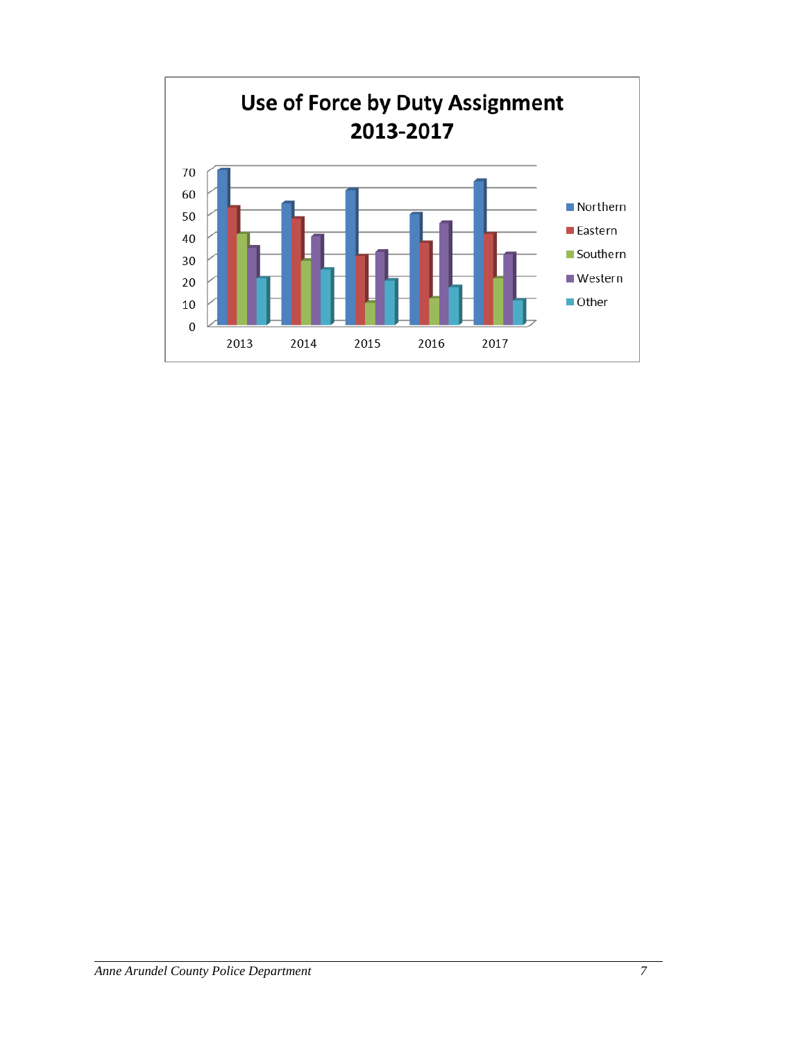Use of Force by Duty Assignment
2013-2017

70
60
50
40
30
20
10
0

2013
2014
2015
2016
2017

Northern
Eastern
Southern
Western
Other